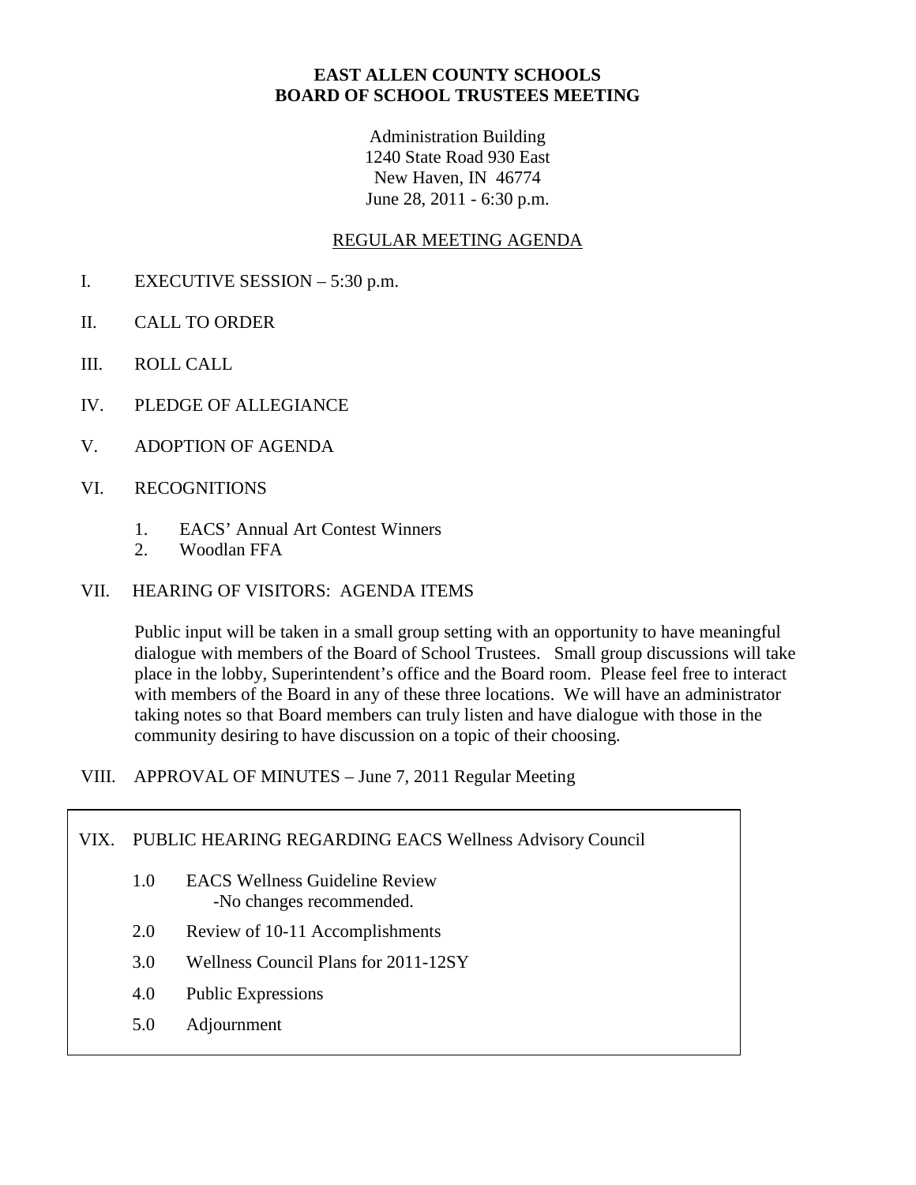# EAST ALLEN COUNTY SCHOOLS
# BOARD OF SCHOOL TRUSTEES MEETING

Administration Building
1240 State Road 930 East
New Haven, IN 46774
June 28, 2011 - 6:30 p.m.

## REGULAR MEETING AGENDA

I. EXECUTIVE SESSION – 5:30 p.m.

II. CALL TO ORDER

III. ROLL CALL

IV. PLEDGE OF ALLEGIANCE

V. ADOPTION OF AGENDA

VI. RECOGNITIONS

1. EACS' Annual Art Contest Winners
2. Woodlan FFA

VII. HEARING OF VISITORS: AGENDA ITEMS

Public input will be taken in a small group setting with an opportunity to have meaningful dialogue with members of the Board of School Trustees. Small group discussions will take place in the lobby, Superintendent's office and the Board room. Please feel free to interact with members of the Board in any of these three locations. We will have an administrator taking notes so that Board members can truly listen and have dialogue with those in the community desiring to have discussion on a topic of their choosing.

VIII. APPROVAL OF MINUTES – June 7, 2011 Regular Meeting

VIX. PUBLIC HEARING REGARDING EACS Wellness Advisory Council

1.0 EACS Wellness Guideline Review
   -No changes recommended.

2.0 Review of 10-11 Accomplishments

3.0 Wellness Council Plans for 2011-12SY

4.0 Public Expressions

5.0 Adjournment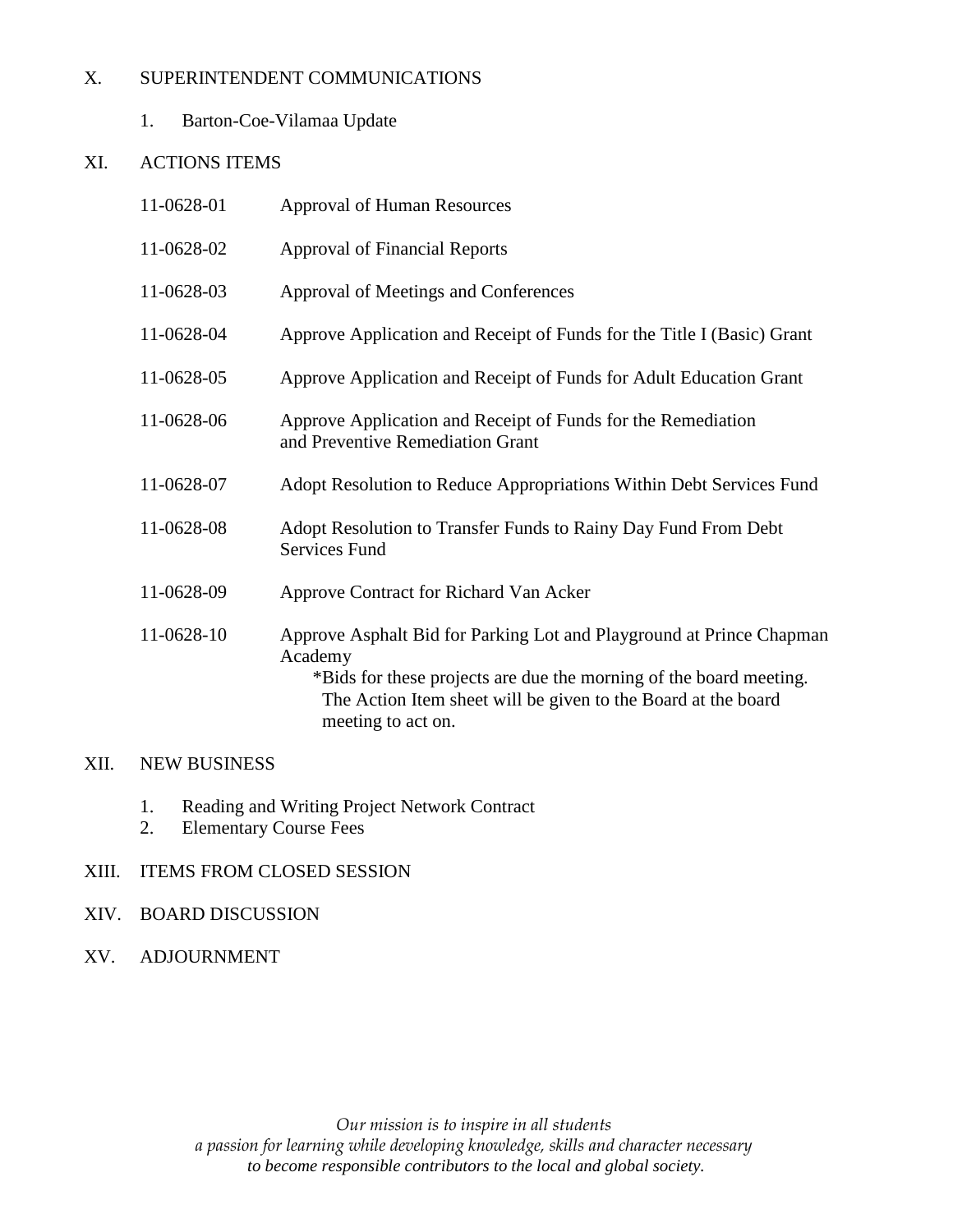X. SUPERINTENDENT COMMUNICATIONS

1. Barton-Coe-Vilamaa Update

XI. ACTIONS ITEMS

| | |
|---|---|
| 11-0628-01 | Approval of Human Resources |
| 11-0628-02 | Approval of Financial Reports |
| 11-0628-03 | Approval of Meetings and Conferences |
| 11-0628-04 | Approve Application and Receipt of Funds for the Title I (Basic) Grant |
| 11-0628-05 | Approve Application and Receipt of Funds for Adult Education Grant |
| 11-0628-06 | Approve Application and Receipt of Funds for the Remediation and Preventive Remediation Grant |
| 11-0628-07 | Adopt Resolution to Reduce Appropriations Within Debt Services Fund |
| 11-0628-08 | Adopt Resolution to Transfer Funds to Rainy Day Fund From Debt Services Fund |
| 11-0628-09 | Approve Contract for Richard Van Acker |
| 11-0628-10 | Approve Asphalt Bid for Parking Lot and Playground at Prince Chapman Academy<br>*Bids for these projects are due the morning of the board meeting. The Action Item sheet will be given to the Board at the board meeting to act on. |

XII. NEW BUSINESS

1. Reading and Writing Project Network Contract
2. Elementary Course Fees

XIII. ITEMS FROM CLOSED SESSION

XIV. BOARD DISCUSSION

XV. ADJOURNMENT

*Our mission is to inspire in all students a passion for learning while developing knowledge, skills and character necessary to become responsible contributors to the local and global society.*